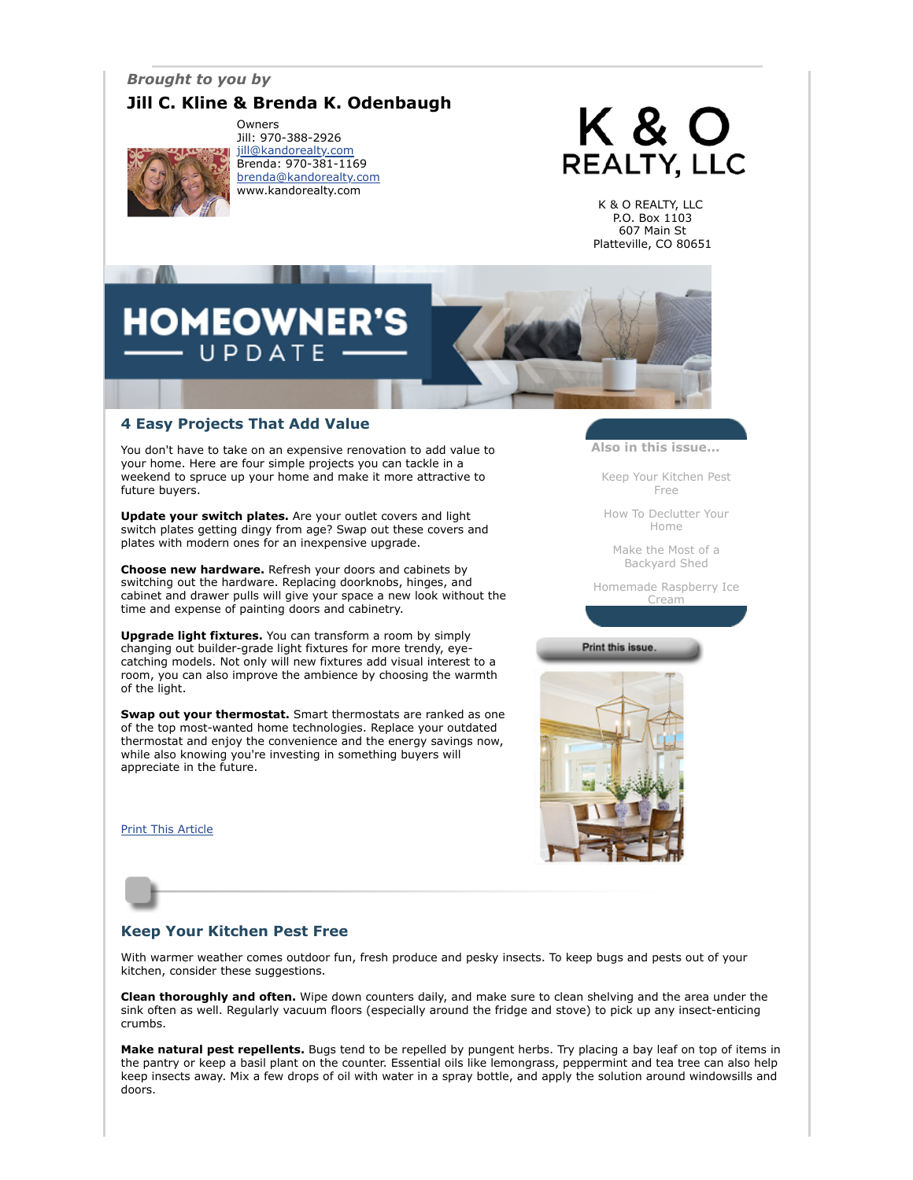*Brought to you by*

**Jill C. Kline & Brenda K. Odenbaugh**

Owners
Jill: 970-388-2926
jill@kandorealty.com
Brenda: 970-381-1169
brenda@kandorealty.com
www.kandorealty.com

K & O REALTY, LLC

K & O REALTY, LLC
P.O. Box 1103
607 Main St
Platteville, CO 80651

# HOMEOWNER'S UPDATE

**Also in this issue...**

- Keep Your Kitchen Pest Free
- How To Declutter Your Home
- Make the Most of a Backyard Shed
- Homemade Raspberry Ice Cream

Print this issue.

## 4 Easy Projects That Add Value

You don't have to take on an expensive renovation to add value to your home. Here are four simple projects you can tackle in a weekend to spruce up your home and make it more attractive to future buyers.

**Update your switch plates.** Are your outlet covers and light switch plates getting dingy from age? Swap out these covers and plates with modern ones for an inexpensive upgrade.

**Choose new hardware.** Refresh your doors and cabinets by switching out the hardware. Replacing doorknobs, hinges, and cabinet and drawer pulls will give your space a new look without the time and expense of painting doors and cabinetry.

**Upgrade light fixtures.** You can transform a room by simply changing out builder-grade light fixtures for more trendy, eye-catching models. Not only will new fixtures add visual interest to a room, you can also improve the ambience by choosing the warmth of the light.

**Swap out your thermostat.** Smart thermostats are ranked as one of the top most-wanted home technologies. Replace your outdated thermostat and enjoy the convenience and the energy savings now, while also knowing you're investing in something buyers will appreciate in the future.

Print This Article

## Keep Your Kitchen Pest Free

With warmer weather comes outdoor fun, fresh produce and pesky insects. To keep bugs and pests out of your kitchen, consider these suggestions.

**Clean thoroughly and often.** Wipe down counters daily, and make sure to clean shelving and the area under the sink often as well. Regularly vacuum floors (especially around the fridge and stove) to pick up any insect-enticing crumbs.

**Make natural pest repellents.** Bugs tend to be repelled by pungent herbs. Try placing a bay leaf on top of items in the pantry or keep a basil plant on the counter. Essential oils like lemongrass, peppermint and tea tree can also help keep insects away. Mix a few drops of oil with water in a spray bottle, and apply the solution around windowsills and doors.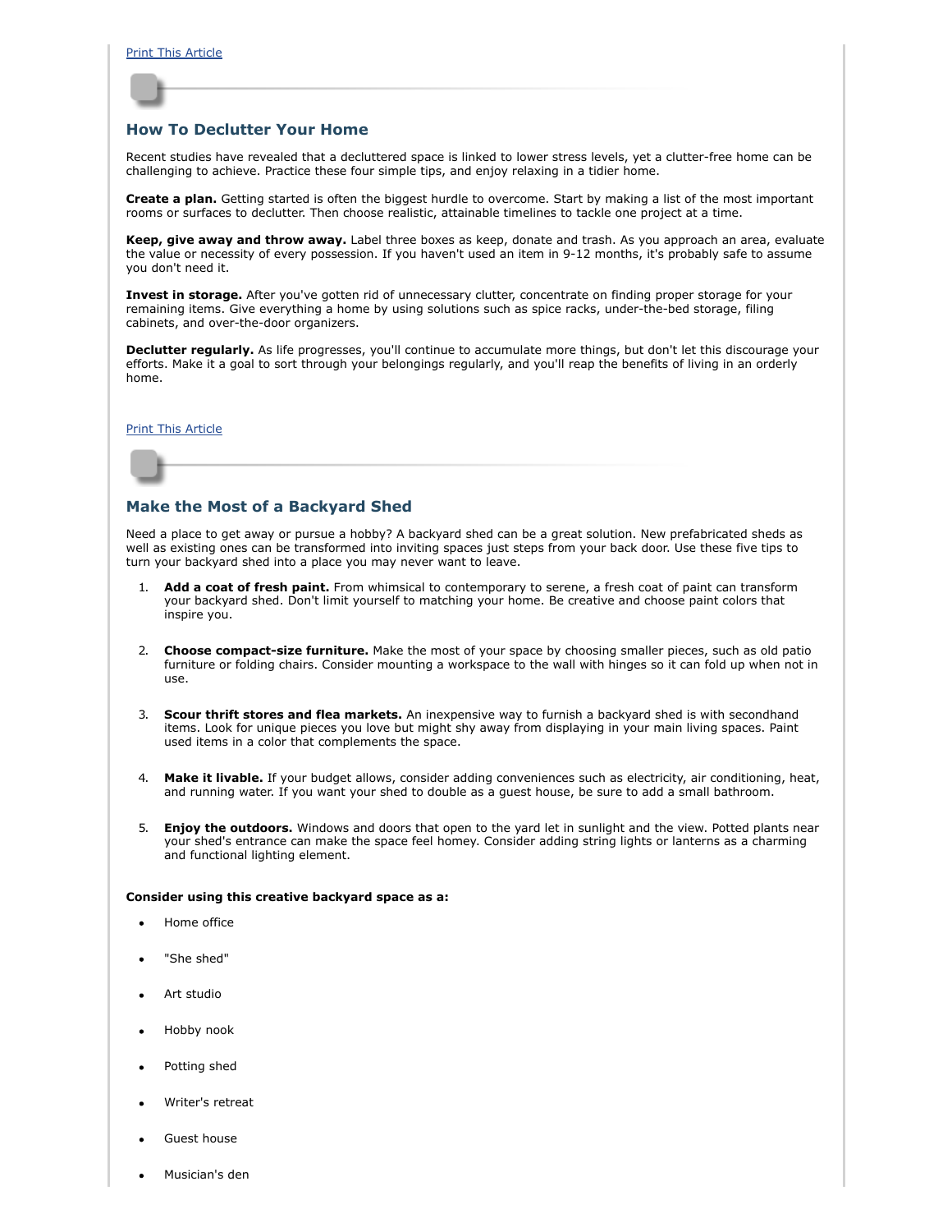Print This Article

## How To Declutter Your Home

Recent studies have revealed that a decluttered space is linked to lower stress levels, yet a clutter-free home can be challenging to achieve. Practice these four simple tips, and enjoy relaxing in a tidier home.

**Create a plan.** Getting started is often the biggest hurdle to overcome. Start by making a list of the most important rooms or surfaces to declutter. Then choose realistic, attainable timelines to tackle one project at a time.

**Keep, give away and throw away.** Label three boxes as keep, donate and trash. As you approach an area, evaluate the value or necessity of every possession. If you haven't used an item in 9-12 months, it's probably safe to assume you don't need it.

**Invest in storage.** After you've gotten rid of unnecessary clutter, concentrate on finding proper storage for your remaining items. Give everything a home by using solutions such as spice racks, under-the-bed storage, filing cabinets, and over-the-door organizers.

**Declutter regularly.** As life progresses, you'll continue to accumulate more things, but don't let this discourage your efforts. Make it a goal to sort through your belongings regularly, and you'll reap the benefits of living in an orderly home.

Print This Article

## Make the Most of a Backyard Shed

Need a place to get away or pursue a hobby? A backyard shed can be a great solution. New prefabricated sheds as well as existing ones can be transformed into inviting spaces just steps from your back door. Use these five tips to turn your backyard shed into a place you may never want to leave.

1. **Add a coat of fresh paint.** From whimsical to contemporary to serene, a fresh coat of paint can transform your backyard shed. Don't limit yourself to matching your home. Be creative and choose paint colors that inspire you.
2. **Choose compact-size furniture.** Make the most of your space by choosing smaller pieces, such as old patio furniture or folding chairs. Consider mounting a workspace to the wall with hinges so it can fold up when not in use.
3. **Scour thrift stores and flea markets.** An inexpensive way to furnish a backyard shed is with secondhand items. Look for unique pieces you love but might shy away from displaying in your main living spaces. Paint used items in a color that complements the space.
4. **Make it livable.** If your budget allows, consider adding conveniences such as electricity, air conditioning, heat, and running water. If you want your shed to double as a guest house, be sure to add a small bathroom.
5. **Enjoy the outdoors.** Windows and doors that open to the yard let in sunlight and the view. Potted plants near your shed's entrance can make the space feel homey. Consider adding string lights or lanterns as a charming and functional lighting element.

**Consider using this creative backyard space as a:**

- Home office
- "She shed"
- Art studio
- Hobby nook
- Potting shed
- Writer's retreat
- Guest house
- Musician's den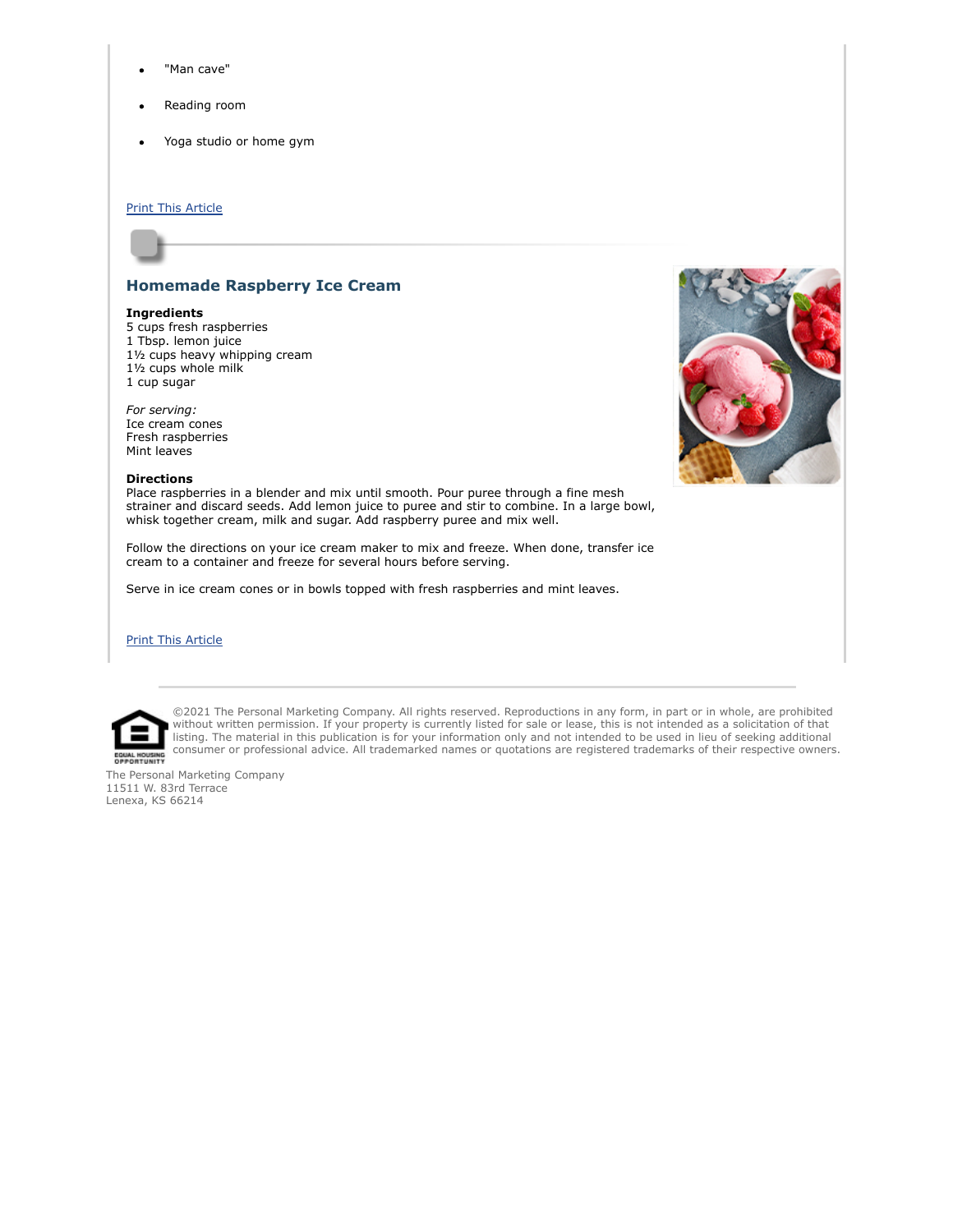- "Man cave"
- Reading room
- Yoga studio or home gym

Print This Article

## Homemade Raspberry Ice Cream

**Ingredients**
5 cups fresh raspberries
1 Tbsp. lemon juice
1½ cups heavy whipping cream
1½ cups whole milk
1 cup sugar

*For serving:*
Ice cream cones
Fresh raspberries
Mint leaves

**Directions**
Place raspberries in a blender and mix until smooth. Pour puree through a fine mesh strainer and discard seeds. Add lemon juice to puree and stir to combine. In a large bowl, whisk together cream, milk and sugar. Add raspberry puree and mix well.

Follow the directions on your ice cream maker to mix and freeze. When done, transfer ice cream to a container and freeze for several hours before serving.

Serve in ice cream cones or in bowls topped with fresh raspberries and mint leaves.

Print This Article

---

©2021 The Personal Marketing Company. All rights reserved. Reproductions in any form, in part or in whole, are prohibited without written permission. If your property is currently listed for sale or lease, this is not intended as a solicitation of that listing. The material in this publication is for your information only and not intended to be used in lieu of seeking additional consumer or professional advice. All trademarked names or quotations are registered trademarks of their respective owners.

The Personal Marketing Company
11511 W. 83rd Terrace
Lenexa, KS 66214